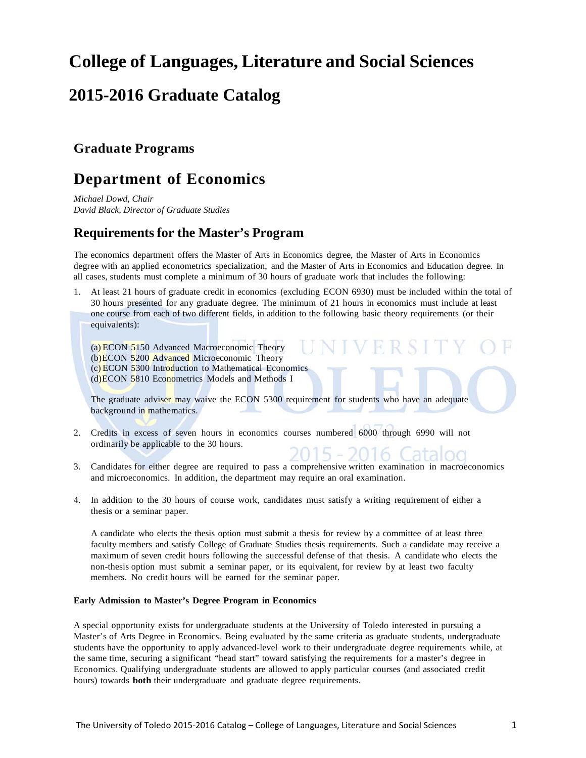# College of Languages, Literature and Social Sciences

# 2015-2016 Graduate Catalog

## Graduate Programs

## Department of Economics

*Michael Dowd, Chair*
*David Black, Director of Graduate Studies*

## Requirements for the Master's Program

The economics department offers the Master of Arts in Economics degree, the Master of Arts in Economics degree with an applied econometrics specialization, and the Master of Arts in Economics and Education degree. In all cases, students must complete a minimum of 30 hours of graduate work that includes the following:

1. At least 21 hours of graduate credit in economics (excluding ECON 6930) must be included within the total of 30 hours presented for any graduate degree. The minimum of 21 hours in economics must include at least one course from each of two different fields, in addition to the following basic theory requirements (or their equivalents):

   (a) ECON 5150 Advanced Macroeconomic Theory
   (b) ECON 5200 Advanced Microeconomic Theory
   (c) ECON 5300 Introduction to Mathematical Economics
   (d) ECON 5810 Econometrics Models and Methods I

   The graduate adviser may waive the ECON 5300 requirement for students who have an adequate background in mathematics.

2. Credits in excess of seven hours in economics courses numbered 6000 through 6990 will not ordinarily be applicable to the 30 hours.

3. Candidates for either degree are required to pass a comprehensive written examination in macroeconomics and microeconomics. In addition, the department may require an oral examination.

4. In addition to the 30 hours of course work, candidates must satisfy a writing requirement of either a thesis or a seminar paper.

   A candidate who elects the thesis option must submit a thesis for review by a committee of at least three faculty members and satisfy College of Graduate Studies thesis requirements. Such a candidate may receive a maximum of seven credit hours following the successful defense of that thesis. A candidate who elects the non-thesis option must submit a seminar paper, or its equivalent, for review by at least two faculty members. No credit hours will be earned for the seminar paper.

**Early Admission to Master's Degree Program in Economics**

A special opportunity exists for undergraduate students at the University of Toledo interested in pursuing a Master's of Arts Degree in Economics. Being evaluated by the same criteria as graduate students, undergraduate students have the opportunity to apply advanced-level work to their undergraduate degree requirements while, at the same time, securing a significant "head start" toward satisfying the requirements for a master's degree in Economics. Qualifying undergraduate students are allowed to apply particular courses (and associated credit hours) towards **both** their undergraduate and graduate degree requirements.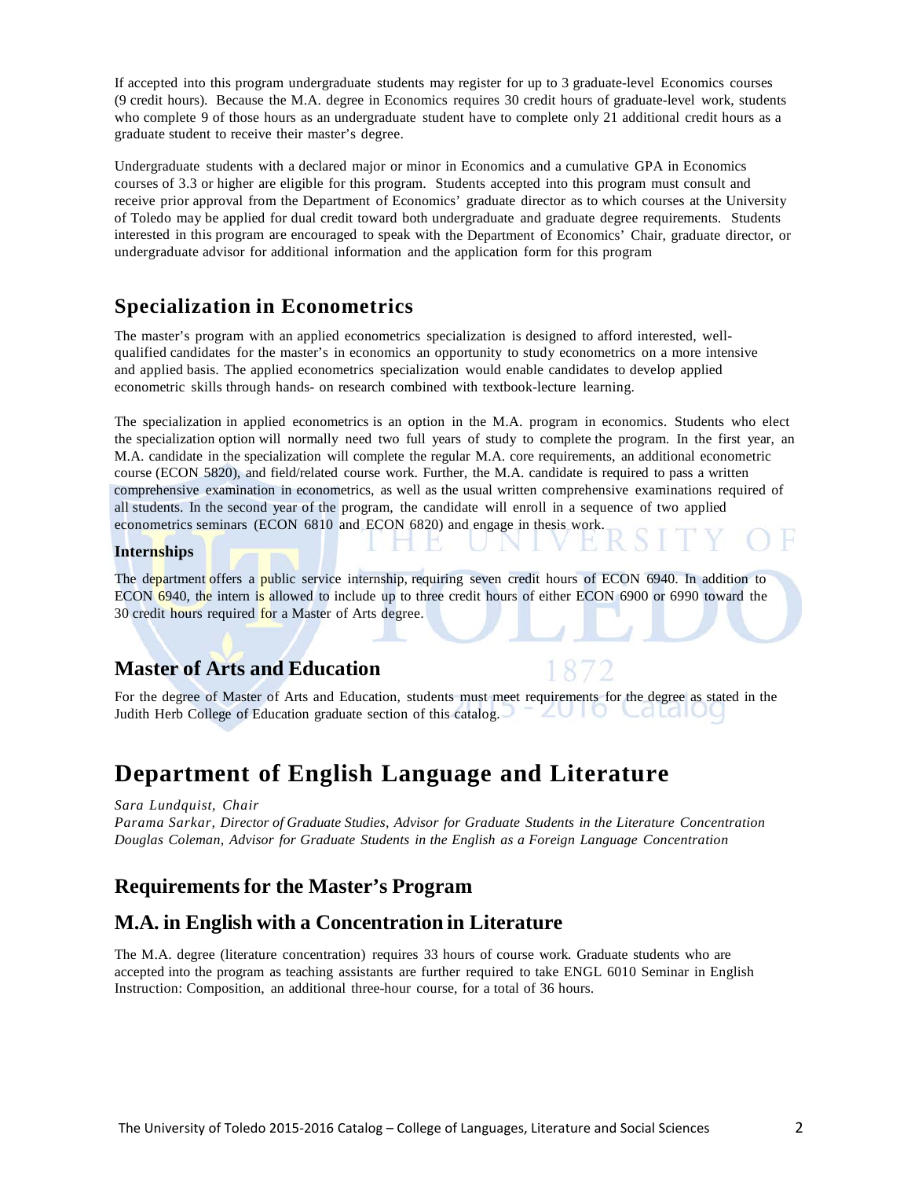If accepted into this program undergraduate students may register for up to 3 graduate-level Economics courses (9 credit hours). Because the M.A. degree in Economics requires 30 credit hours of graduate-level work, students who complete 9 of those hours as an undergraduate student have to complete only 21 additional credit hours as a graduate student to receive their master's degree.

Undergraduate students with a declared major or minor in Economics and a cumulative GPA in Economics courses of 3.3 or higher are eligible for this program. Students accepted into this program must consult and receive prior approval from the Department of Economics' graduate director as to which courses at the University of Toledo may be applied for dual credit toward both undergraduate and graduate degree requirements. Students interested in this program are encouraged to speak with the Department of Economics' Chair, graduate director, or undergraduate advisor for additional information and the application form for this program

## Specialization in Econometrics

The master's program with an applied econometrics specialization is designed to afford interested, well-qualified candidates for the master's in economics an opportunity to study econometrics on a more intensive and applied basis. The applied econometrics specialization would enable candidates to develop applied econometric skills through hands- on research combined with textbook-lecture learning.

The specialization in applied econometrics is an option in the M.A. program in economics. Students who elect the specialization option will normally need two full years of study to complete the program. In the first year, an M.A. candidate in the specialization will complete the regular M.A. core requirements, an additional econometric course (ECON 5820), and field/related course work. Further, the M.A. candidate is required to pass a written comprehensive examination in econometrics, as well as the usual written comprehensive examinations required of all students. In the second year of the program, the candidate will enroll in a sequence of two applied econometrics seminars (ECON 6810 and ECON 6820) and engage in thesis work.

**Internships**

The department offers a public service internship, requiring seven credit hours of ECON 6940. In addition to ECON 6940, the intern is allowed to include up to three credit hours of either ECON 6900 or 6990 toward the 30 credit hours required for a Master of Arts degree.

## Master of Arts and Education

For the degree of Master of Arts and Education, students must meet requirements for the degree as stated in the Judith Herb College of Education graduate section of this catalog.

# Department of English Language and Literature

*Sara Lundquist, Chair*
*Parama Sarkar, Director of Graduate Studies, Advisor for Graduate Students in the Literature Concentration*
*Douglas Coleman, Advisor for Graduate Students in the English as a Foreign Language Concentration*

## Requirements for the Master's Program

## M.A. in English with a Concentration in Literature

The M.A. degree (literature concentration) requires 33 hours of course work. Graduate students who are accepted into the program as teaching assistants are further required to take ENGL 6010 Seminar in English Instruction: Composition, an additional three-hour course, for a total of 36 hours.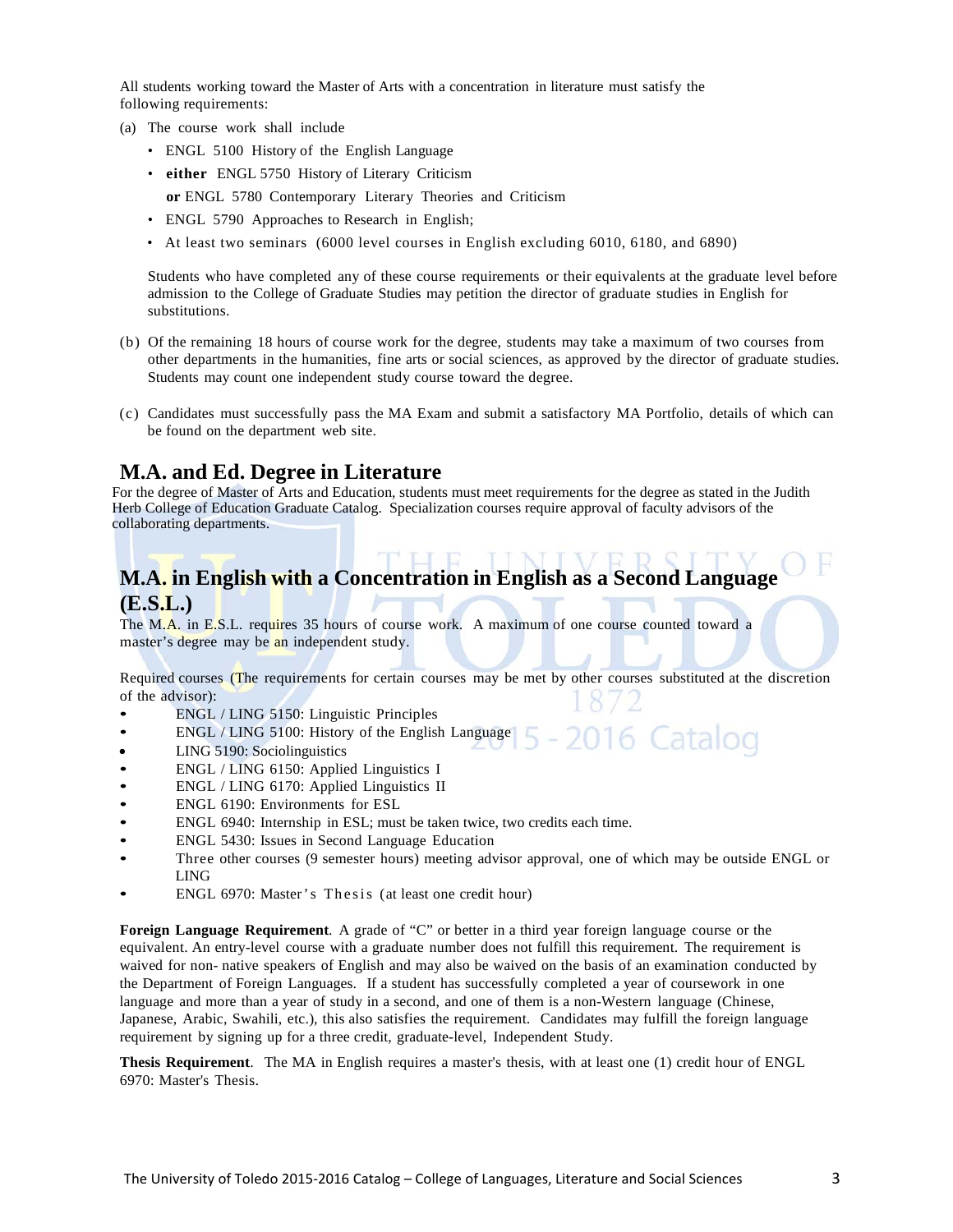All students working toward the Master of Arts with a concentration in literature must satisfy the following requirements:

(a) The course work shall include

- ENGL 5100 History of the English Language
- **either** ENGL 5750 History of Literary Criticism
  **or** ENGL 5780 Contemporary Literary Theories and Criticism
- ENGL 5790 Approaches to Research in English;
- At least two seminars (6000 level courses in English excluding 6010, 6180, and 6890)

Students who have completed any of these course requirements or their equivalents at the graduate level before admission to the College of Graduate Studies may petition the director of graduate studies in English for substitutions.

(b) Of the remaining 18 hours of course work for the degree, students may take a maximum of two courses from other departments in the humanities, fine arts or social sciences, as approved by the director of graduate studies. Students may count one independent study course toward the degree.

(c) Candidates must successfully pass the MA Exam and submit a satisfactory MA Portfolio, details of which can be found on the department web site.

## M.A. and Ed. Degree in Literature

For the degree of Master of Arts and Education, students must meet requirements for the degree as stated in the Judith Herb College of Education Graduate Catalog. Specialization courses require approval of faculty advisors of the collaborating departments.

## M.A. in English with a Concentration in English as a Second Language (E.S.L.)

The M.A. in E.S.L. requires 35 hours of course work. A maximum of one course counted toward a master's degree may be an independent study.

Required courses (The requirements for certain courses may be met by other courses substituted at the discretion of the advisor):

- ENGL / LING 5150: Linguistic Principles
- ENGL / LING 5100: History of the English Language
- LING 5190: Sociolinguistics
- ENGL / LING 6150: Applied Linguistics I
- ENGL / LING 6170: Applied Linguistics II
- ENGL 6190: Environments for ESL
- ENGL 6940: Internship in ESL; must be taken twice, two credits each time.
- ENGL 5430: Issues in Second Language Education
- Three other courses (9 semester hours) meeting advisor approval, one of which may be outside ENGL or LING
- ENGL 6970: Master's Thesis (at least one credit hour)

**Foreign Language Requirement**. A grade of "C" or better in a third year foreign language course or the equivalent. An entry-level course with a graduate number does not fulfill this requirement. The requirement is waived for non- native speakers of English and may also be waived on the basis of an examination conducted by the Department of Foreign Languages. If a student has successfully completed a year of coursework in one language and more than a year of study in a second, and one of them is a non-Western language (Chinese, Japanese, Arabic, Swahili, etc.), this also satisfies the requirement. Candidates may fulfill the foreign language requirement by signing up for a three credit, graduate-level, Independent Study.

**Thesis Requirement**. The MA in English requires a master's thesis, with at least one (1) credit hour of ENGL 6970: Master's Thesis.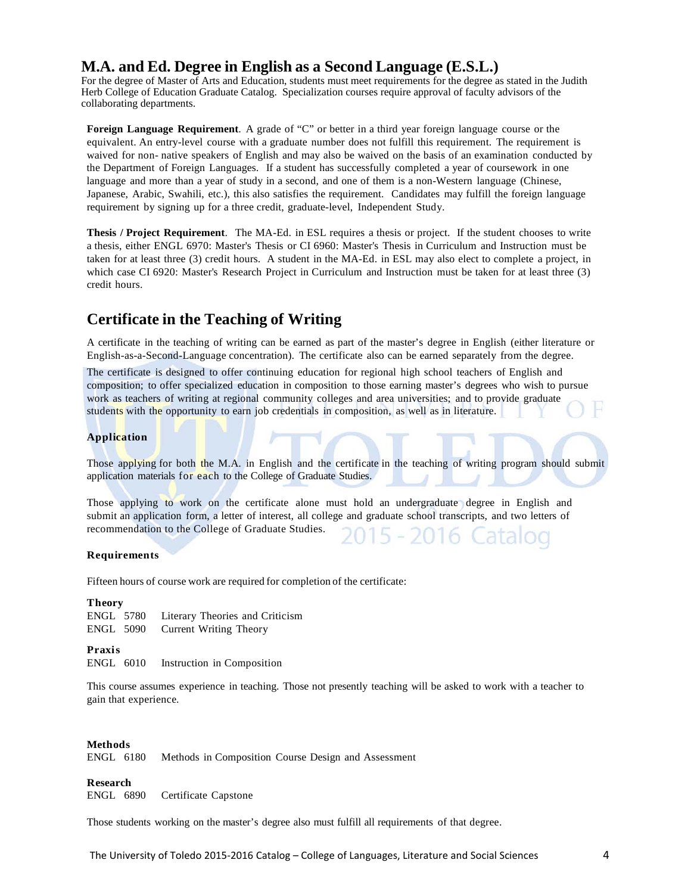## M.A. and Ed. Degree in English as a Second Language (E.S.L.)

For the degree of Master of Arts and Education, students must meet requirements for the degree as stated in the Judith Herb College of Education Graduate Catalog. Specialization courses require approval of faculty advisors of the collaborating departments.

**Foreign Language Requirement**. A grade of "C" or better in a third year foreign language course or the equivalent. An entry-level course with a graduate number does not fulfill this requirement. The requirement is waived for non- native speakers of English and may also be waived on the basis of an examination conducted by the Department of Foreign Languages. If a student has successfully completed a year of coursework in one language and more than a year of study in a second, and one of them is a non-Western language (Chinese, Japanese, Arabic, Swahili, etc.), this also satisfies the requirement. Candidates may fulfill the foreign language requirement by signing up for a three credit, graduate-level, Independent Study.

**Thesis / Project Requirement**. The MA-Ed. in ESL requires a thesis or project. If the student chooses to write a thesis, either ENGL 6970: Master's Thesis or CI 6960: Master's Thesis in Curriculum and Instruction must be taken for at least three (3) credit hours. A student in the MA-Ed. in ESL may also elect to complete a project, in which case CI 6920: Master's Research Project in Curriculum and Instruction must be taken for at least three (3) credit hours.

## Certificate in the Teaching of Writing

A certificate in the teaching of writing can be earned as part of the master's degree in English (either literature or English-as-a-Second-Language concentration). The certificate also can be earned separately from the degree.

The certificate is designed to offer continuing education for regional high school teachers of English and composition; to offer specialized education in composition to those earning master's degrees who wish to pursue work as teachers of writing at regional community colleges and area universities; and to provide graduate students with the opportunity to earn job credentials in composition, as well as in literature.

### Application

Those applying for both the M.A. in English and the certificate in the teaching of writing program should submit application materials for each to the College of Graduate Studies.

Those applying to work on the certificate alone must hold an undergraduate degree in English and submit an application form, a letter of interest, all college and graduate school transcripts, and two letters of recommendation to the College of Graduate Studies.

### Requirements

Fifteen hours of course work are required for completion of the certificate:

**Theory**
ENGL 5780 Literary Theories and Criticism
ENGL 5090 Current Writing Theory

**Praxis**
ENGL 6010 Instruction in Composition

This course assumes experience in teaching. Those not presently teaching will be asked to work with a teacher to gain that experience.

**Methods**
ENGL 6180 Methods in Composition Course Design and Assessment

**Research**
ENGL 6890 Certificate Capstone

Those students working on the master's degree also must fulfill all requirements of that degree.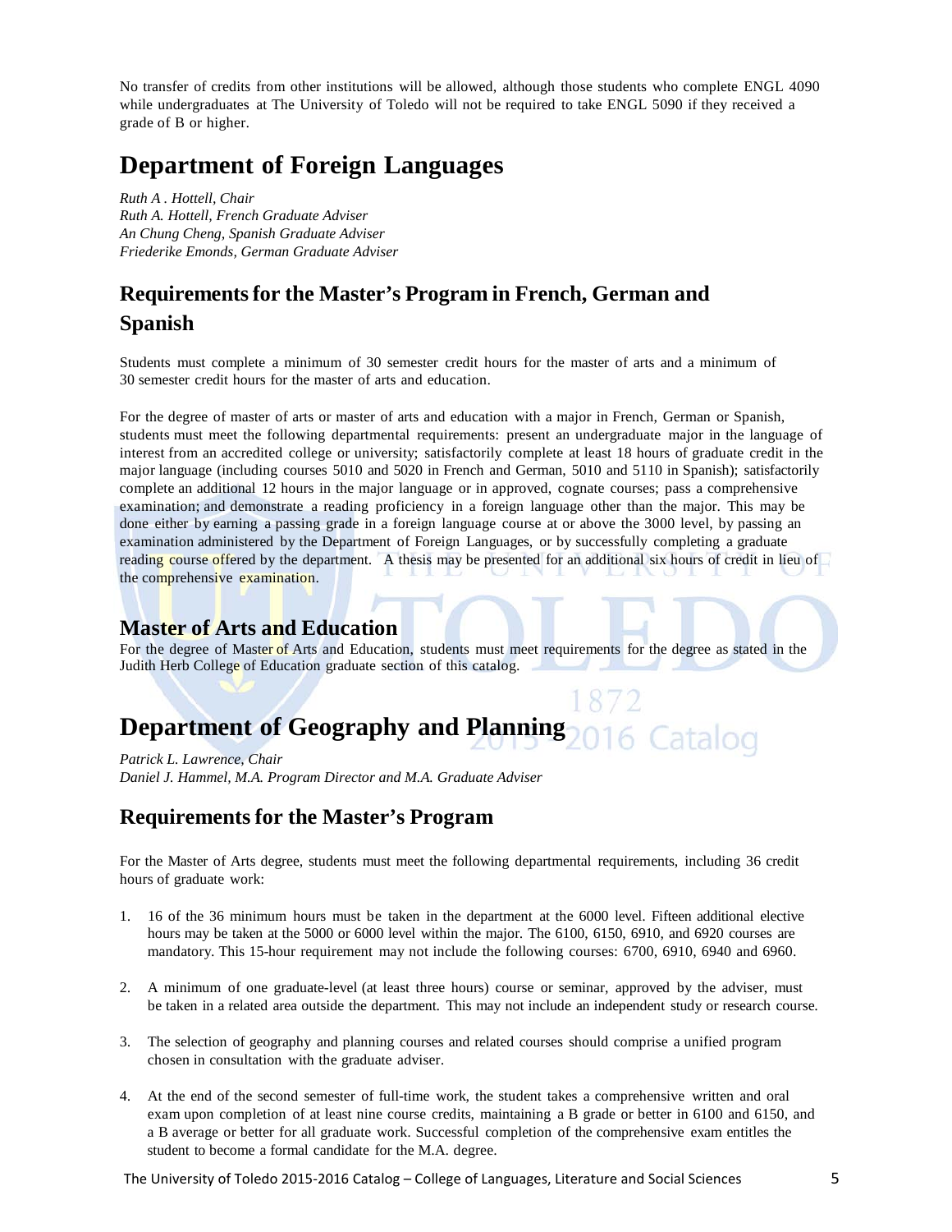No transfer of credits from other institutions will be allowed, although those students who complete ENGL 4090 while undergraduates at The University of Toledo will not be required to take ENGL 5090 if they received a grade of B or higher.

# Department of Foreign Languages

*Ruth A . Hottell, Chair*
*Ruth A. Hottell, French Graduate Adviser*
*An Chung Cheng, Spanish Graduate Adviser*
*Friederike Emonds, German Graduate Adviser*

## Requirements for the Master's Program in French, German and Spanish

Students must complete a minimum of 30 semester credit hours for the master of arts and a minimum of 30 semester credit hours for the master of arts and education.

For the degree of master of arts or master of arts and education with a major in French, German or Spanish, students must meet the following departmental requirements: present an undergraduate major in the language of interest from an accredited college or university; satisfactorily complete at least 18 hours of graduate credit in the major language (including courses 5010 and 5020 in French and German, 5010 and 5110 in Spanish); satisfactorily complete an additional 12 hours in the major language or in approved, cognate courses; pass a comprehensive examination; and demonstrate a reading proficiency in a foreign language other than the major. This may be done either by earning a passing grade in a foreign language course at or above the 3000 level, by passing an examination administered by the Department of Foreign Languages, or by successfully completing a graduate reading course offered by the department. A thesis may be presented for an additional six hours of credit in lieu of the comprehensive examination.

## Master of Arts and Education

For the degree of Master of Arts and Education, students must meet requirements for the degree as stated in the Judith Herb College of Education graduate section of this catalog.

# Department of Geography and Planning

*Patrick L. Lawrence, Chair*
*Daniel J. Hammel, M.A. Program Director and M.A. Graduate Adviser*

## Requirements for the Master's Program

For the Master of Arts degree, students must meet the following departmental requirements, including 36 credit hours of graduate work:

1. 16 of the 36 minimum hours must be taken in the department at the 6000 level. Fifteen additional elective hours may be taken at the 5000 or 6000 level within the major. The 6100, 6150, 6910, and 6920 courses are mandatory. This 15-hour requirement may not include the following courses: 6700, 6910, 6940 and 6960.

2. A minimum of one graduate-level (at least three hours) course or seminar, approved by the adviser, must be taken in a related area outside the department. This may not include an independent study or research course.

3. The selection of geography and planning courses and related courses should comprise a unified program chosen in consultation with the graduate adviser.

4. At the end of the second semester of full-time work, the student takes a comprehensive written and oral exam upon completion of at least nine course credits, maintaining a B grade or better in 6100 and 6150, and a B average or better for all graduate work. Successful completion of the comprehensive exam entitles the student to become a formal candidate for the M.A. degree.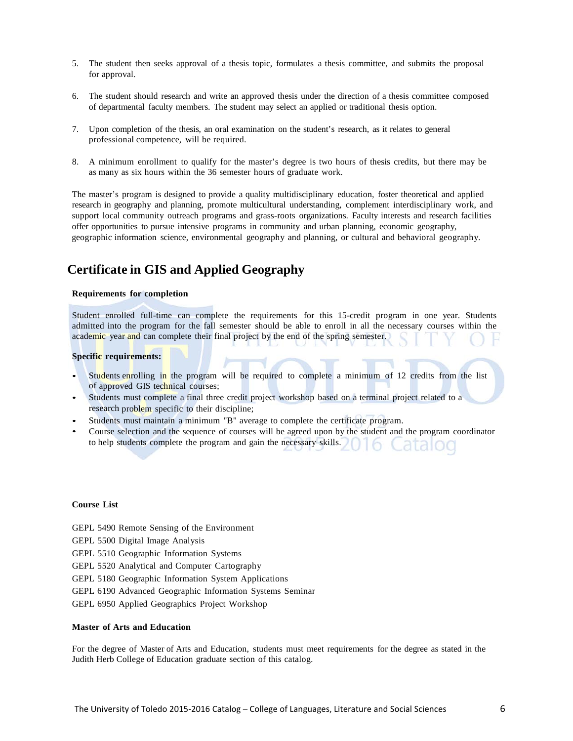5. The student then seeks approval of a thesis topic, formulates a thesis committee, and submits the proposal for approval.

6. The student should research and write an approved thesis under the direction of a thesis committee composed of departmental faculty members. The student may select an applied or traditional thesis option.

7. Upon completion of the thesis, an oral examination on the student's research, as it relates to general professional competence, will be required.

8. A minimum enrollment to qualify for the master's degree is two hours of thesis credits, but there may be as many as six hours within the 36 semester hours of graduate work.

The master's program is designed to provide a quality multidisciplinary education, foster theoretical and applied research in geography and planning, promote multicultural understanding, complement interdisciplinary work, and support local community outreach programs and grass-roots organizations. Faculty interests and research facilities offer opportunities to pursue intensive programs in community and urban planning, economic geography, geographic information science, environmental geography and planning, or cultural and behavioral geography.

## Certificate in GIS and Applied Geography

**Requirements for completion**

Student enrolled full-time can complete the requirements for this 15-credit program in one year. Students admitted into the program for the fall semester should be able to enroll in all the necessary courses within the academic year and can complete their final project by the end of the spring semester.

**Specific requirements:**

- Students enrolling in the program will be required to complete a minimum of 12 credits from the list of approved GIS technical courses;
- Students must complete a final three credit project workshop based on a terminal project related to a research problem specific to their discipline;
- Students must maintain a minimum "B" average to complete the certificate program.
- Course selection and the sequence of courses will be agreed upon by the student and the program coordinator to help students complete the program and gain the necessary skills.

**Course List**

GEPL 5490 Remote Sensing of the Environment
GEPL 5500 Digital Image Analysis
GEPL 5510 Geographic Information Systems
GEPL 5520 Analytical and Computer Cartography
GEPL 5180 Geographic Information System Applications
GEPL 6190 Advanced Geographic Information Systems Seminar
GEPL 6950 Applied Geographics Project Workshop

**Master of Arts and Education**

For the degree of Master of Arts and Education, students must meet requirements for the degree as stated in the Judith Herb College of Education graduate section of this catalog.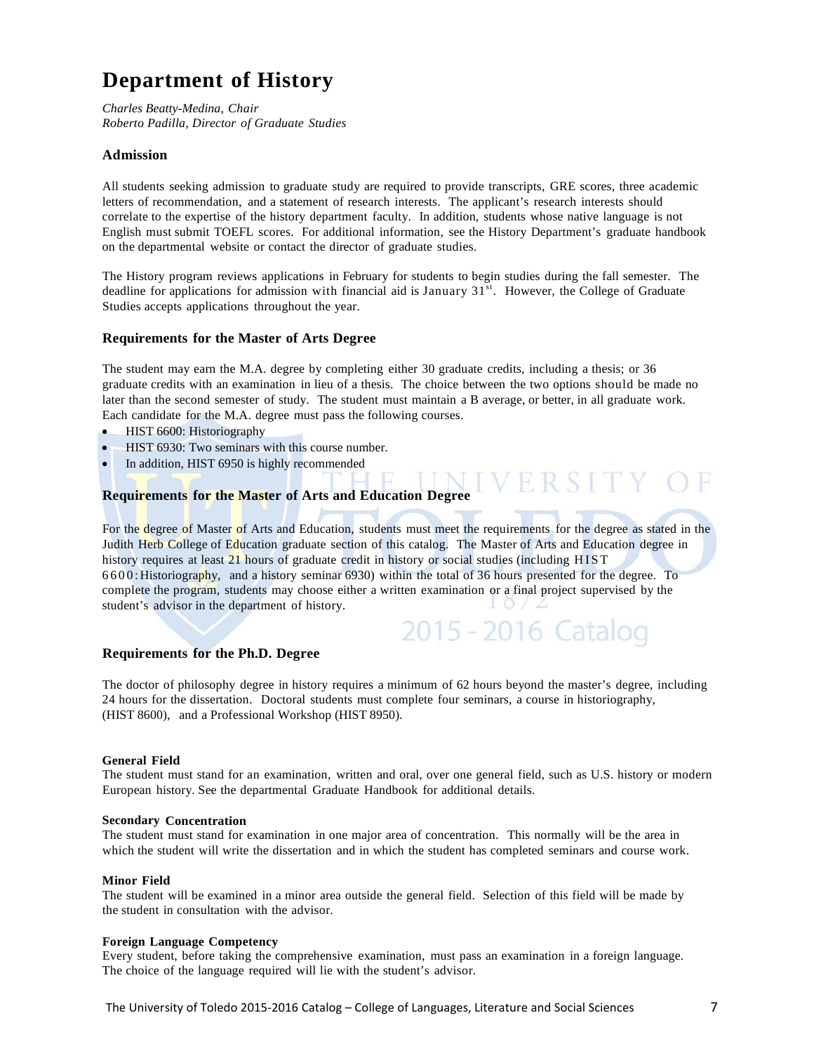# Department of History

*Charles Beatty-Medina, Chair*
*Roberto Padilla, Director of Graduate Studies*

### Admission

All students seeking admission to graduate study are required to provide transcripts, GRE scores, three academic letters of recommendation, and a statement of research interests. The applicant's research interests should correlate to the expertise of the history department faculty. In addition, students whose native language is not English must submit TOEFL scores. For additional information, see the History Department's graduate handbook on the departmental website or contact the director of graduate studies.

The History program reviews applications in February for students to begin studies during the fall semester. The deadline for applications for admission with financial aid is January 31st. However, the College of Graduate Studies accepts applications throughout the year.

### Requirements for the Master of Arts Degree

The student may earn the M.A. degree by completing either 30 graduate credits, including a thesis; or 36 graduate credits with an examination in lieu of a thesis. The choice between the two options should be made no later than the second semester of study. The student must maintain a B average, or better, in all graduate work. Each candidate for the M.A. degree must pass the following courses.

- HIST 6600: Historiography
- HIST 6930: Two seminars with this course number.
- In addition, HIST 6950 is highly recommended

### Requirements for the Master of Arts and Education Degree

For the degree of Master of Arts and Education, students must meet the requirements for the degree as stated in the Judith Herb College of Education graduate section of this catalog. The Master of Arts and Education degree in history requires at least 21 hours of graduate credit in history or social studies (including HIST 6600: Historiography, and a history seminar 6930) within the total of 36 hours presented for the degree. To complete the program, students may choose either a written examination or a final project supervised by the student's advisor in the department of history.

### Requirements for the Ph.D. Degree

The doctor of philosophy degree in history requires a minimum of 62 hours beyond the master's degree, including 24 hours for the dissertation. Doctoral students must complete four seminars, a course in historiography, (HIST 8600), and a Professional Workshop (HIST 8950).

#### General Field

The student must stand for an examination, written and oral, over one general field, such as U.S. history or modern European history. See the departmental Graduate Handbook for additional details.

#### Secondary Concentration

The student must stand for examination in one major area of concentration. This normally will be the area in which the student will write the dissertation and in which the student has completed seminars and course work.

#### Minor Field

The student will be examined in a minor area outside the general field. Selection of this field will be made by the student in consultation with the advisor.

#### Foreign Language Competency

Every student, before taking the comprehensive examination, must pass an examination in a foreign language. The choice of the language required will lie with the student's advisor.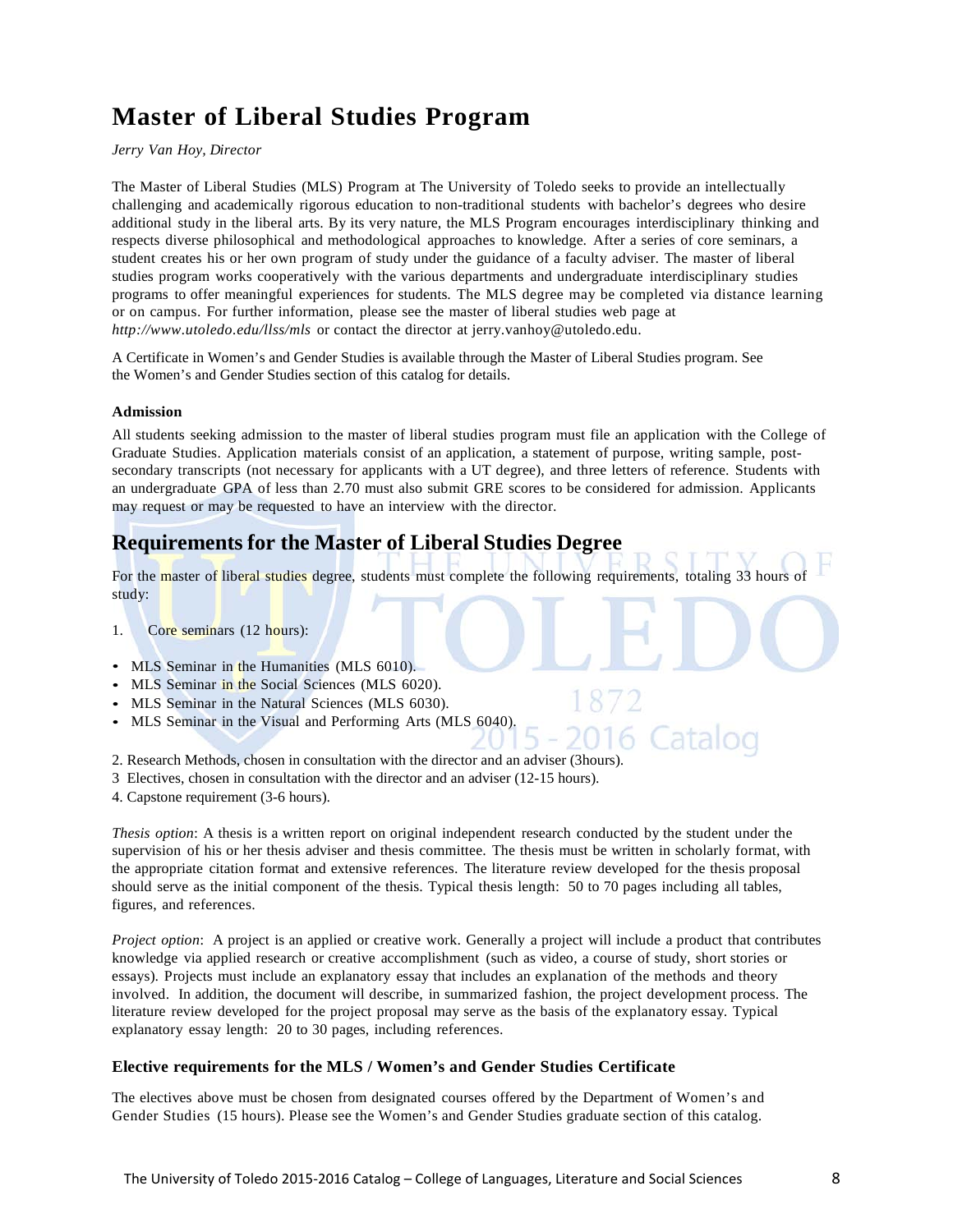# Master of Liberal Studies Program

*Jerry Van Hoy, Director*

The Master of Liberal Studies (MLS) Program at The University of Toledo seeks to provide an intellectually challenging and academically rigorous education to non-traditional students with bachelor's degrees who desire additional study in the liberal arts. By its very nature, the MLS Program encourages interdisciplinary thinking and respects diverse philosophical and methodological approaches to knowledge. After a series of core seminars, a student creates his or her own program of study under the guidance of a faculty adviser. The master of liberal studies program works cooperatively with the various departments and undergraduate interdisciplinary studies programs to offer meaningful experiences for students. The MLS degree may be completed via distance learning or on campus. For further information, please see the master of liberal studies web page at *http://www.utoledo.edu/llss/mls* or contact the director at jerry.vanhoy@utoledo.edu.

A Certificate in Women's and Gender Studies is available through the Master of Liberal Studies program. See the Women's and Gender Studies section of this catalog for details.

### Admission

All students seeking admission to the master of liberal studies program must file an application with the College of Graduate Studies. Application materials consist of an application, a statement of purpose, writing sample, post-secondary transcripts (not necessary for applicants with a UT degree), and three letters of reference. Students with an undergraduate GPA of less than 2.70 must also submit GRE scores to be considered for admission. Applicants may request or may be requested to have an interview with the director.

## Requirements for the Master of Liberal Studies Degree

For the master of liberal studies degree, students must complete the following requirements, totaling 33 hours of study:

1. Core seminars (12 hours):

- MLS Seminar in the Humanities (MLS 6010).
- MLS Seminar in the Social Sciences (MLS 6020).
- MLS Seminar in the Natural Sciences (MLS 6030).
- MLS Seminar in the Visual and Performing Arts (MLS 6040).

2. Research Methods, chosen in consultation with the director and an adviser (3hours).
3 Electives, chosen in consultation with the director and an adviser (12-15 hours).
4. Capstone requirement (3-6 hours).

*Thesis option*: A thesis is a written report on original independent research conducted by the student under the supervision of his or her thesis adviser and thesis committee. The thesis must be written in scholarly format, with the appropriate citation format and extensive references. The literature review developed for the thesis proposal should serve as the initial component of the thesis. Typical thesis length: 50 to 70 pages including all tables, figures, and references.

*Project option*: A project is an applied or creative work. Generally a project will include a product that contributes knowledge via applied research or creative accomplishment (such as video, a course of study, short stories or essays). Projects must include an explanatory essay that includes an explanation of the methods and theory involved. In addition, the document will describe, in summarized fashion, the project development process. The literature review developed for the project proposal may serve as the basis of the explanatory essay. Typical explanatory essay length: 20 to 30 pages, including references.

### Elective requirements for the MLS / Women's and Gender Studies Certificate

The electives above must be chosen from designated courses offered by the Department of Women's and Gender Studies (15 hours). Please see the Women's and Gender Studies graduate section of this catalog.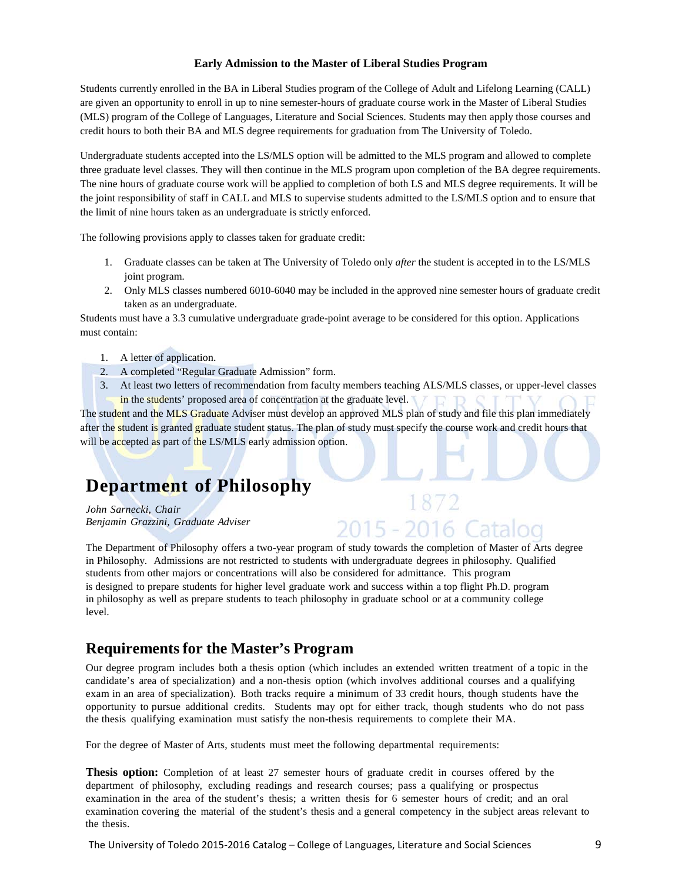**Early Admission to the Master of Liberal Studies Program**

Students currently enrolled in the BA in Liberal Studies program of the College of Adult and Lifelong Learning (CALL) are given an opportunity to enroll in up to nine semester-hours of graduate course work in the Master of Liberal Studies (MLS) program of the College of Languages, Literature and Social Sciences. Students may then apply those courses and credit hours to both their BA and MLS degree requirements for graduation from The University of Toledo.

Undergraduate students accepted into the LS/MLS option will be admitted to the MLS program and allowed to complete three graduate level classes. They will then continue in the MLS program upon completion of the BA degree requirements. The nine hours of graduate course work will be applied to completion of both LS and MLS degree requirements. It will be the joint responsibility of staff in CALL and MLS to supervise students admitted to the LS/MLS option and to ensure that the limit of nine hours taken as an undergraduate is strictly enforced.

The following provisions apply to classes taken for graduate credit:

1. Graduate classes can be taken at The University of Toledo only *after* the student is accepted in to the LS/MLS joint program.
2. Only MLS classes numbered 6010-6040 may be included in the approved nine semester hours of graduate credit taken as an undergraduate.

Students must have a 3.3 cumulative undergraduate grade-point average to be considered for this option. Applications must contain:

1. A letter of application.
2. A completed "Regular Graduate Admission" form.
3. At least two letters of recommendation from faculty members teaching ALS/MLS classes, or upper-level classes in the students' proposed area of concentration at the graduate level.

The student and the MLS Graduate Adviser must develop an approved MLS plan of study and file this plan immediately after the student is granted graduate student status. The plan of study must specify the course work and credit hours that will be accepted as part of the LS/MLS early admission option.

# Department of Philosophy

*John Sarnecki, Chair*
*Benjamin Grazzini, Graduate Adviser*

The Department of Philosophy offers a two-year program of study towards the completion of Master of Arts degree in Philosophy. Admissions are not restricted to students with undergraduate degrees in philosophy. Qualified students from other majors or concentrations will also be considered for admittance. This program is designed to prepare students for higher level graduate work and success within a top flight Ph.D. program in philosophy as well as prepare students to teach philosophy in graduate school or at a community college level.

## Requirements for the Master's Program

Our degree program includes both a thesis option (which includes an extended written treatment of a topic in the candidate's area of specialization) and a non-thesis option (which involves additional courses and a qualifying exam in an area of specialization). Both tracks require a minimum of 33 credit hours, though students have the opportunity to pursue additional credits. Students may opt for either track, though students who do not pass the thesis qualifying examination must satisfy the non-thesis requirements to complete their MA.

For the degree of Master of Arts, students must meet the following departmental requirements:

**Thesis option:** Completion of at least 27 semester hours of graduate credit in courses offered by the department of philosophy, excluding readings and research courses; pass a qualifying or prospectus examination in the area of the student's thesis; a written thesis for 6 semester hours of credit; and an oral examination covering the material of the student's thesis and a general competency in the subject areas relevant to the thesis.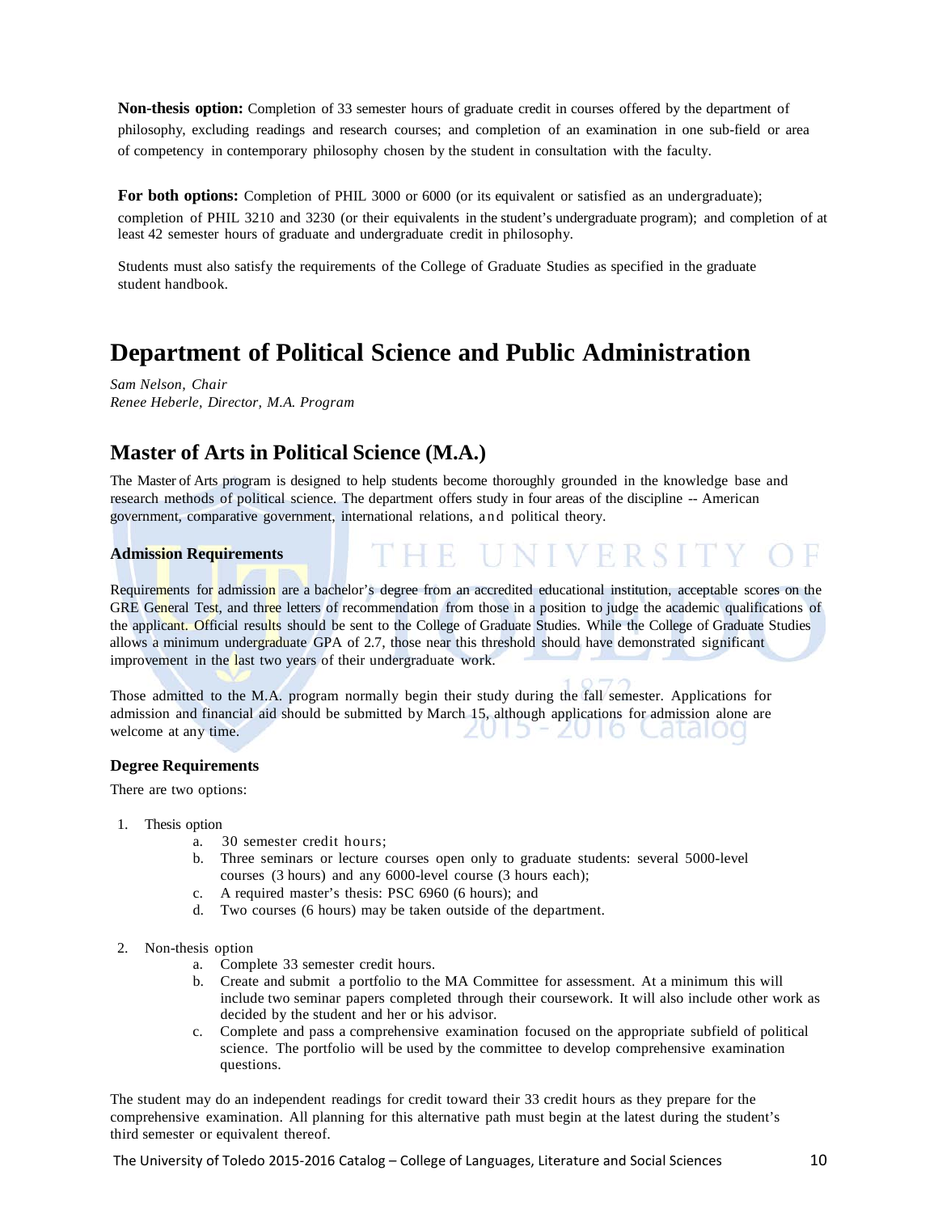**Non-thesis option:** Completion of 33 semester hours of graduate credit in courses offered by the department of philosophy, excluding readings and research courses; and completion of an examination in one sub-field or area of competency in contemporary philosophy chosen by the student in consultation with the faculty.

**For both options:** Completion of PHIL 3000 or 6000 (or its equivalent or satisfied as an undergraduate); completion of PHIL 3210 and 3230 (or their equivalents in the student's undergraduate program); and completion of at least 42 semester hours of graduate and undergraduate credit in philosophy.

Students must also satisfy the requirements of the College of Graduate Studies as specified in the graduate student handbook.

# Department of Political Science and Public Administration

*Sam Nelson, Chair*
*Renee Heberle, Director, M.A. Program*

## Master of Arts in Political Science (M.A.)

The Master of Arts program is designed to help students become thoroughly grounded in the knowledge base and research methods of political science. The department offers study in four areas of the discipline -- American government, comparative government, international relations, and political theory.

### Admission Requirements

Requirements for admission are a bachelor's degree from an accredited educational institution, acceptable scores on the GRE General Test, and three letters of recommendation from those in a position to judge the academic qualifications of the applicant. Official results should be sent to the College of Graduate Studies. While the College of Graduate Studies allows a minimum undergraduate GPA of 2.7, those near this threshold should have demonstrated significant improvement in the last two years of their undergraduate work.

Those admitted to the M.A. program normally begin their study during the fall semester. Applications for admission and financial aid should be submitted by March 15, although applications for admission alone are welcome at any time.

### Degree Requirements

There are two options:

1. Thesis option
   a. 30 semester credit hours;
   b. Three seminars or lecture courses open only to graduate students: several 5000-level courses (3 hours) and any 6000-level course (3 hours each);
   c. A required master's thesis: PSC 6960 (6 hours); and
   d. Two courses (6 hours) may be taken outside of the department.

2. Non-thesis option
   a. Complete 33 semester credit hours.
   b. Create and submit a portfolio to the MA Committee for assessment. At a minimum this will include two seminar papers completed through their coursework. It will also include other work as decided by the student and her or his advisor.
   c. Complete and pass a comprehensive examination focused on the appropriate subfield of political science. The portfolio will be used by the committee to develop comprehensive examination questions.

The student may do an independent readings for credit toward their 33 credit hours as they prepare for the comprehensive examination. All planning for this alternative path must begin at the latest during the student's third semester or equivalent thereof.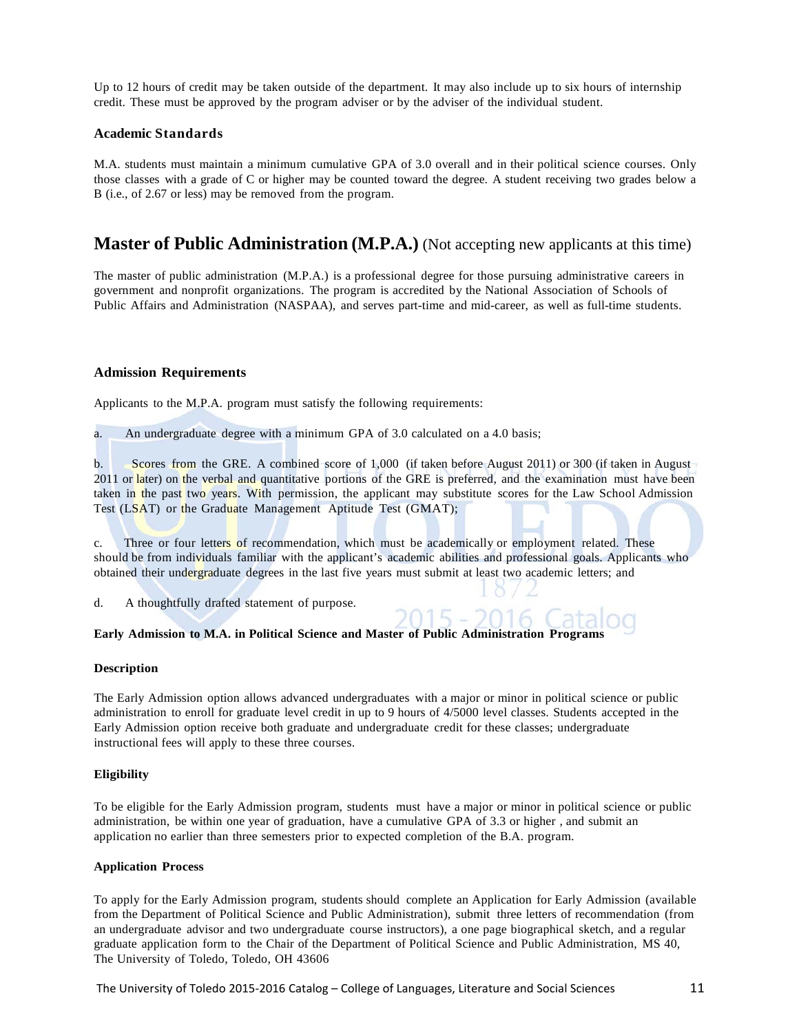Up to 12 hours of credit may be taken outside of the department. It may also include up to six hours of internship credit. These must be approved by the program adviser or by the adviser of the individual student.

### Academic Standards

M.A. students must maintain a minimum cumulative GPA of 3.0 overall and in their political science courses. Only those classes with a grade of C or higher may be counted toward the degree. A student receiving two grades below a B (i.e., of 2.67 or less) may be removed from the program.

## Master of Public Administration (M.P.A.) (Not accepting new applicants at this time)

The master of public administration (M.P.A.) is a professional degree for those pursuing administrative careers in government and nonprofit organizations. The program is accredited by the National Association of Schools of Public Affairs and Administration (NASPAA), and serves part-time and mid-career, as well as full-time students.

### Admission Requirements

Applicants to the M.P.A. program must satisfy the following requirements:

a. An undergraduate degree with a minimum GPA of 3.0 calculated on a 4.0 basis;

b. Scores from the GRE. A combined score of 1,000 (if taken before August 2011) or 300 (if taken in August 2011 or later) on the verbal and quantitative portions of the GRE is preferred, and the examination must have been taken in the past two years. With permission, the applicant may substitute scores for the Law School Admission Test (LSAT) or the Graduate Management Aptitude Test (GMAT);

c. Three or four letters of recommendation, which must be academically or employment related. These should be from individuals familiar with the applicant's academic abilities and professional goals. Applicants who obtained their undergraduate degrees in the last five years must submit at least two academic letters; and

d. A thoughtfully drafted statement of purpose.

**Early Admission to M.A. in Political Science and Master of Public Administration Programs**

**Description**

The Early Admission option allows advanced undergraduates with a major or minor in political science or public administration to enroll for graduate level credit in up to 9 hours of 4/5000 level classes. Students accepted in the Early Admission option receive both graduate and undergraduate credit for these classes; undergraduate instructional fees will apply to these three courses.

**Eligibility**

To be eligible for the Early Admission program, students must have a major or minor in political science or public administration, be within one year of graduation, have a cumulative GPA of 3.3 or higher , and submit an application no earlier than three semesters prior to expected completion of the B.A. program.

**Application Process**

To apply for the Early Admission program, students should complete an Application for Early Admission (available from the Department of Political Science and Public Administration), submit three letters of recommendation (from an undergraduate advisor and two undergraduate course instructors), a one page biographical sketch, and a regular graduate application form to the Chair of the Department of Political Science and Public Administration, MS 40, The University of Toledo, Toledo, OH 43606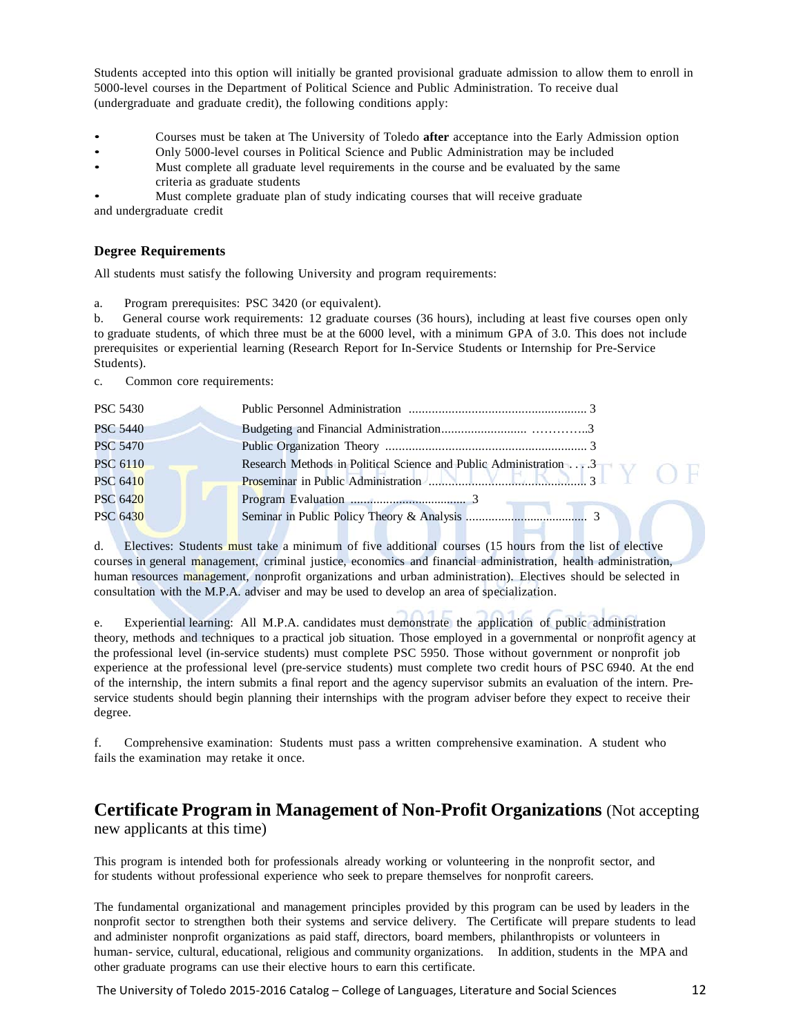Students accepted into this option will initially be granted provisional graduate admission to allow them to enroll in 5000-level courses in the Department of Political Science and Public Administration. To receive dual (undergraduate and graduate credit), the following conditions apply:

- Courses must be taken at The University of Toledo **after** acceptance into the Early Admission option
- Only 5000-level courses in Political Science and Public Administration may be included
- Must complete all graduate level requirements in the course and be evaluated by the same criteria as graduate students
- Must complete graduate plan of study indicating courses that will receive graduate and undergraduate credit

### Degree Requirements

All students must satisfy the following University and program requirements:

a. Program prerequisites: PSC 3420 (or equivalent).

b. General course work requirements: 12 graduate courses (36 hours), including at least five courses open only to graduate students, of which three must be at the 6000 level, with a minimum GPA of 3.0. This does not include prerequisites or experiential learning (Research Report for In-Service Students or Internship for Pre-Service Students).

c. Common core requirements:

| | | |
|---|---|---|
| PSC 5430 | Public Personnel Administration | 3 |
| PSC 5440 | Budgeting and Financial Administration | 3 |
| PSC 5470 | Public Organization Theory | 3 |
| PSC 6110 | Research Methods in Political Science and Public Administration | 3 |
| PSC 6410 | Proseminar in Public Administration | 3 |
| PSC 6420 | Program Evaluation | 3 |
| PSC 6430 | Seminar in Public Policy Theory & Analysis | 3 |

d. Electives: Students must take a minimum of five additional courses (15 hours from the list of elective courses in general management, criminal justice, economics and financial administration, health administration, human resources management, nonprofit organizations and urban administration). Electives should be selected in consultation with the M.P.A. adviser and may be used to develop an area of specialization.

e. Experiential learning: All M.P.A. candidates must demonstrate the application of public administration theory, methods and techniques to a practical job situation. Those employed in a governmental or nonprofit agency at the professional level (in-service students) must complete PSC 5950. Those without government or nonprofit job experience at the professional level (pre-service students) must complete two credit hours of PSC 6940. At the end of the internship, the intern submits a final report and the agency supervisor submits an evaluation of the intern. Pre-service students should begin planning their internships with the program adviser before they expect to receive their degree.

f. Comprehensive examination: Students must pass a written comprehensive examination. A student who fails the examination may retake it once.

## Certificate Program in Management of Non-Profit Organizations (Not accepting new applicants at this time)

This program is intended both for professionals already working or volunteering in the nonprofit sector, and for students without professional experience who seek to prepare themselves for nonprofit careers.

The fundamental organizational and management principles provided by this program can be used by leaders in the nonprofit sector to strengthen both their systems and service delivery. The Certificate will prepare students to lead and administer nonprofit organizations as paid staff, directors, board members, philanthropists or volunteers in human- service, cultural, educational, religious and community organizations. In addition, students in the MPA and other graduate programs can use their elective hours to earn this certificate.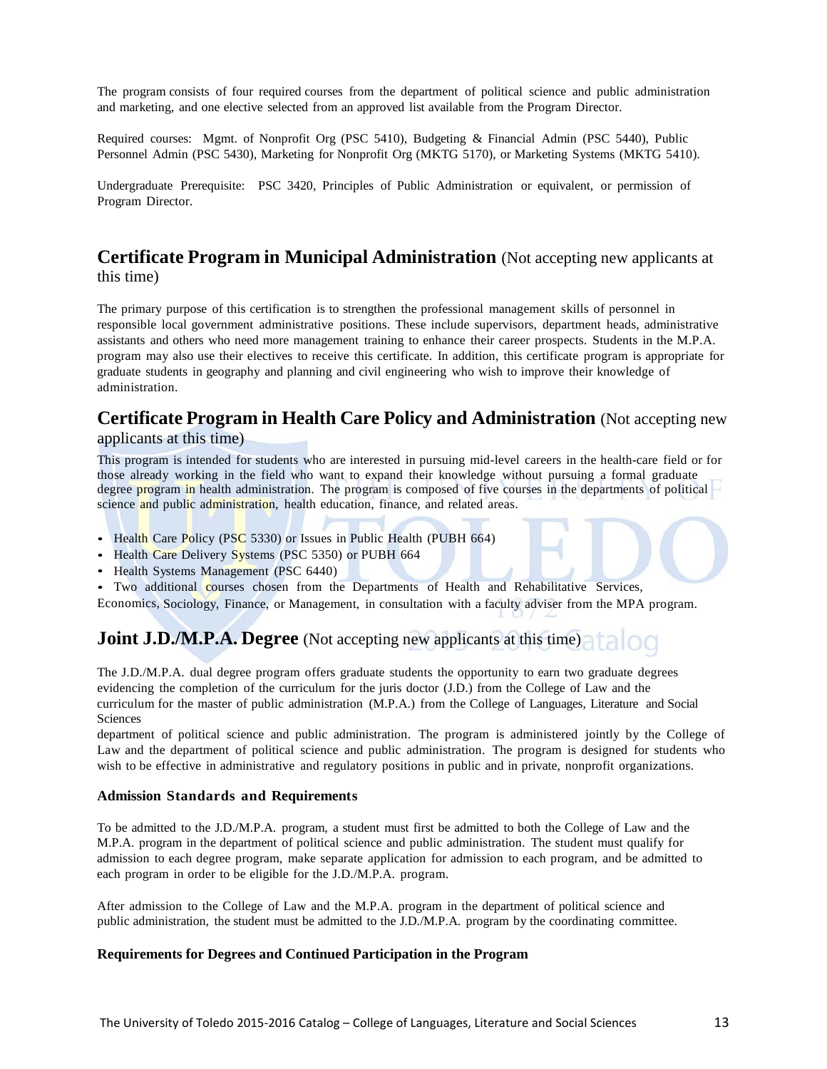The program consists of four required courses from the department of political science and public administration and marketing, and one elective selected from an approved list available from the Program Director.

Required courses: Mgmt. of Nonprofit Org (PSC 5410), Budgeting & Financial Admin (PSC 5440), Public Personnel Admin (PSC 5430), Marketing for Nonprofit Org (MKTG 5170), or Marketing Systems (MKTG 5410).

Undergraduate Prerequisite: PSC 3420, Principles of Public Administration or equivalent, or permission of Program Director.

## Certificate Program in Municipal Administration (Not accepting new applicants at this time)

The primary purpose of this certification is to strengthen the professional management skills of personnel in responsible local government administrative positions. These include supervisors, department heads, administrative assistants and others who need more management training to enhance their career prospects. Students in the M.P.A. program may also use their electives to receive this certificate. In addition, this certificate program is appropriate for graduate students in geography and planning and civil engineering who wish to improve their knowledge of administration.

## Certificate Program in Health Care Policy and Administration (Not accepting new applicants at this time)

This program is intended for students who are interested in pursuing mid-level careers in the health-care field or for those already working in the field who want to expand their knowledge without pursuing a formal graduate degree program in health administration. The program is composed of five courses in the departments of political science and public administration, health education, finance, and related areas.

- Health Care Policy (PSC 5330) or Issues in Public Health (PUBH 664)
- Health Care Delivery Systems (PSC 5350) or PUBH 664
- Health Systems Management (PSC 6440)
- Two additional courses chosen from the Departments of Health and Rehabilitative Services,

Economics, Sociology, Finance, or Management, in consultation with a faculty adviser from the MPA program.

## Joint J.D./M.P.A. Degree (Not accepting new applicants at this time)

The J.D./M.P.A. dual degree program offers graduate students the opportunity to earn two graduate degrees evidencing the completion of the curriculum for the juris doctor (J.D.) from the College of Law and the curriculum for the master of public administration (M.P.A.) from the College of Languages, Literature and Social Sciences

department of political science and public administration. The program is administered jointly by the College of Law and the department of political science and public administration. The program is designed for students who wish to be effective in administrative and regulatory positions in public and in private, nonprofit organizations.

### Admission Standards and Requirements

To be admitted to the J.D./M.P.A. program, a student must first be admitted to both the College of Law and the M.P.A. program in the department of political science and public administration. The student must qualify for admission to each degree program, make separate application for admission to each program, and be admitted to each program in order to be eligible for the J.D./M.P.A. program.

After admission to the College of Law and the M.P.A. program in the department of political science and public administration, the student must be admitted to the J.D./M.P.A. program by the coordinating committee.

### Requirements for Degrees and Continued Participation in the Program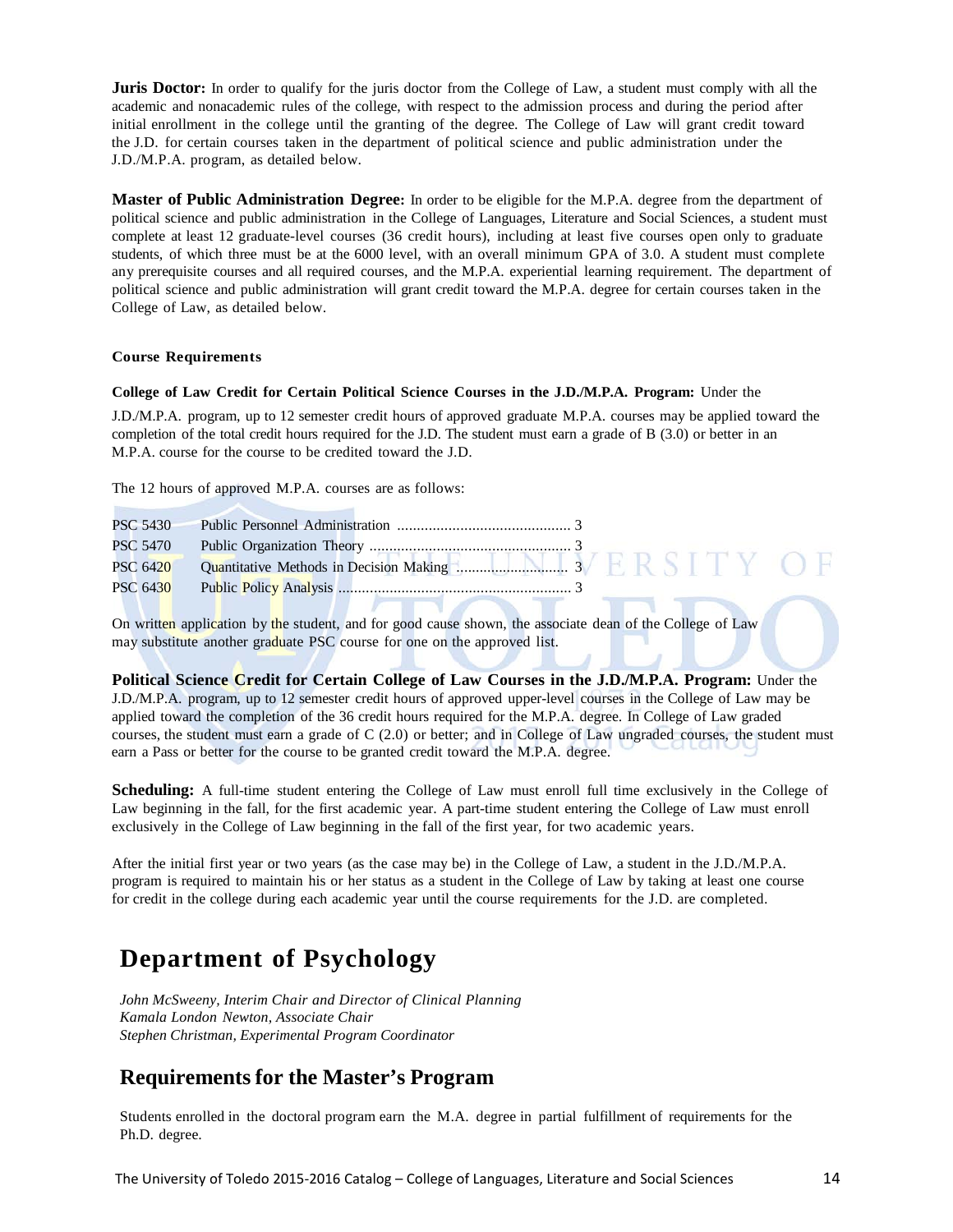**Juris Doctor:** In order to qualify for the juris doctor from the College of Law, a student must comply with all the academic and nonacademic rules of the college, with respect to the admission process and during the period after initial enrollment in the college until the granting of the degree. The College of Law will grant credit toward the J.D. for certain courses taken in the department of political science and public administration under the J.D./M.P.A. program, as detailed below.

**Master of Public Administration Degree:** In order to be eligible for the M.P.A. degree from the department of political science and public administration in the College of Languages, Literature and Social Sciences, a student must complete at least 12 graduate-level courses (36 credit hours), including at least five courses open only to graduate students, of which three must be at the 6000 level, with an overall minimum GPA of 3.0. A student must complete any prerequisite courses and all required courses, and the M.P.A. experiential learning requirement. The department of political science and public administration will grant credit toward the M.P.A. degree for certain courses taken in the College of Law, as detailed below.

#### Course Requirements

**College of Law Credit for Certain Political Science Courses in the J.D./M.P.A. Program:** Under the J.D./M.P.A. program, up to 12 semester credit hours of approved graduate M.P.A. courses may be applied toward the completion of the total credit hours required for the J.D. The student must earn a grade of B (3.0) or better in an M.P.A. course for the course to be credited toward the J.D.

The 12 hours of approved M.P.A. courses are as follows:

| | | |
|---|---|---|
| PSC 5430 | Public Personnel Administration | 3 |
| PSC 5470 | Public Organization Theory | 3 |
| PSC 6420 | Quantitative Methods in Decision Making | 3 |
| PSC 6430 | Public Policy Analysis | 3 |

On written application by the student, and for good cause shown, the associate dean of the College of Law may substitute another graduate PSC course for one on the approved list.

**Political Science Credit for Certain College of Law Courses in the J.D./M.P.A. Program:** Under the J.D./M.P.A. program, up to 12 semester credit hours of approved upper-level courses in the College of Law may be applied toward the completion of the 36 credit hours required for the M.P.A. degree. In College of Law graded courses, the student must earn a grade of C (2.0) or better; and in College of Law ungraded courses, the student must earn a Pass or better for the course to be granted credit toward the M.P.A. degree.

**Scheduling:** A full-time student entering the College of Law must enroll full time exclusively in the College of Law beginning in the fall, for the first academic year. A part-time student entering the College of Law must enroll exclusively in the College of Law beginning in the fall of the first year, for two academic years.

After the initial first year or two years (as the case may be) in the College of Law, a student in the J.D./M.P.A. program is required to maintain his or her status as a student in the College of Law by taking at least one course for credit in the college during each academic year until the course requirements for the J.D. are completed.

# Department of Psychology

*John McSweeny, Interim Chair and Director of Clinical Planning*
*Kamala London Newton, Associate Chair*
*Stephen Christman, Experimental Program Coordinator*

## Requirements for the Master's Program

Students enrolled in the doctoral program earn the M.A. degree in partial fulfillment of requirements for the Ph.D. degree.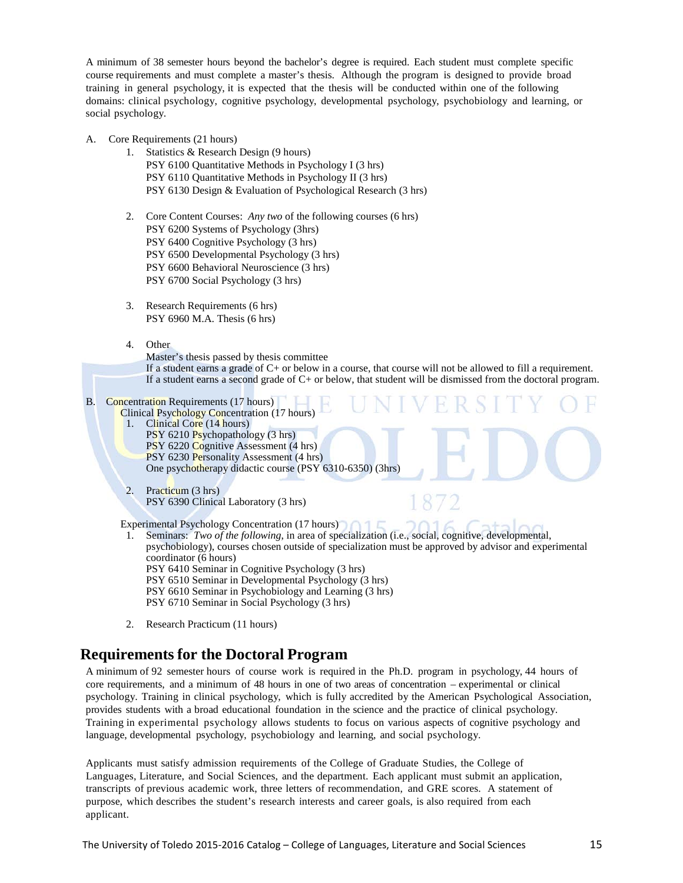A minimum of 38 semester hours beyond the bachelor's degree is required. Each student must complete specific course requirements and must complete a master's thesis. Although the program is designed to provide broad training in general psychology, it is expected that the thesis will be conducted within one of the following domains: clinical psychology, cognitive psychology, developmental psychology, psychobiology and learning, or social psychology.

A. Core Requirements (21 hours)

1. Statistics & Research Design (9 hours)
   PSY 6100 Quantitative Methods in Psychology I (3 hrs)
   PSY 6110 Quantitative Methods in Psychology II (3 hrs)
   PSY 6130 Design & Evaluation of Psychological Research (3 hrs)

2. Core Content Courses: *Any two* of the following courses (6 hrs)
   PSY 6200 Systems of Psychology (3hrs)
   PSY 6400 Cognitive Psychology (3 hrs)
   PSY 6500 Developmental Psychology (3 hrs)
   PSY 6600 Behavioral Neuroscience (3 hrs)
   PSY 6700 Social Psychology (3 hrs)

3. Research Requirements (6 hrs)
   PSY 6960 M.A. Thesis (6 hrs)

4. Other
   Master's thesis passed by thesis committee
   If a student earns a grade of C+ or below in a course, that course will not be allowed to fill a requirement.
   If a student earns a second grade of C+ or below, that student will be dismissed from the doctoral program.

B. Concentration Requirements (17 hours)

Clinical Psychology Concentration (17 hours)

1. Clinical Core (14 hours)
   PSY 6210 Psychopathology (3 hrs)
   PSY 6220 Cognitive Assessment (4 hrs)
   PSY 6230 Personality Assessment (4 hrs)
   One psychotherapy didactic course (PSY 6310-6350) (3hrs)

2. Practicum (3 hrs)
   PSY 6390 Clinical Laboratory (3 hrs)

Experimental Psychology Concentration (17 hours)

1. Seminars: *Two of the following*, in area of specialization (i.e., social, cognitive, developmental, psychobiology), courses chosen outside of specialization must be approved by advisor and experimental coordinator (6 hours)
   PSY 6410 Seminar in Cognitive Psychology (3 hrs)
   PSY 6510 Seminar in Developmental Psychology (3 hrs)
   PSY 6610 Seminar in Psychobiology and Learning (3 hrs)
   PSY 6710 Seminar in Social Psychology (3 hrs)

2. Research Practicum (11 hours)

## Requirements for the Doctoral Program

A minimum of 92 semester hours of course work is required in the Ph.D. program in psychology, 44 hours of core requirements, and a minimum of 48 hours in one of two areas of concentration – experimental or clinical psychology. Training in clinical psychology, which is fully accredited by the American Psychological Association, provides students with a broad educational foundation in the science and the practice of clinical psychology. Training in experimental psychology allows students to focus on various aspects of cognitive psychology and language, developmental psychology, psychobiology and learning, and social psychology.

Applicants must satisfy admission requirements of the College of Graduate Studies, the College of Languages, Literature, and Social Sciences, and the department. Each applicant must submit an application, transcripts of previous academic work, three letters of recommendation, and GRE scores. A statement of purpose, which describes the student's research interests and career goals, is also required from each applicant.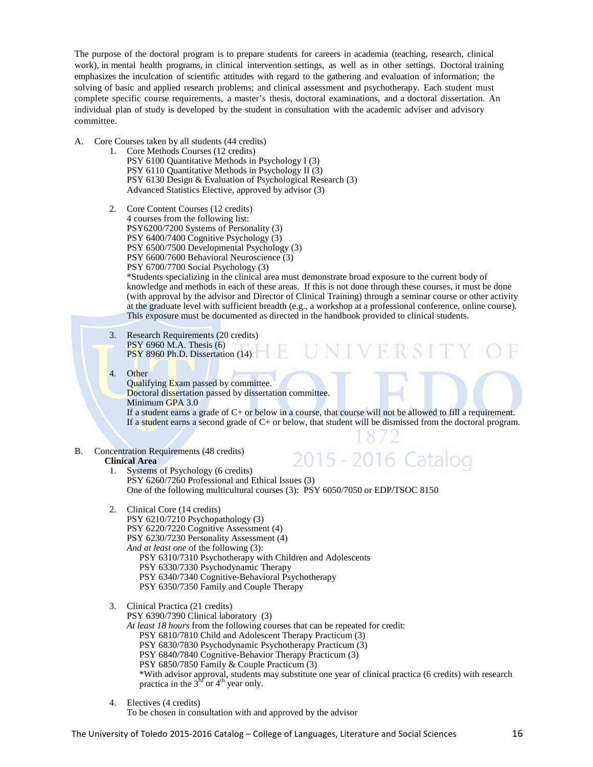The purpose of the doctoral program is to prepare students for careers in academia (teaching, research, clinical work), in mental health programs, in clinical intervention settings, as well as in other settings. Doctoral training emphasizes the inculcation of scientific attitudes with regard to the gathering and evaluation of information; the solving of basic and applied research problems; and clinical assessment and psychotherapy. Each student must complete specific course requirements, a master's thesis, doctoral examinations, and a doctoral dissertation. An individual plan of study is developed by the student in consultation with the academic adviser and advisory committee.

A. Core Courses taken by all students (44 credits)

1. Core Methods Courses (12 credits)
   PSY 6100 Quantitative Methods in Psychology I (3)
   PSY 6110 Quantitative Methods in Psychology II (3)
   PSY 6130 Design & Evaluation of Psychological Research (3)
   Advanced Statistics Elective, approved by advisor (3)

2. Core Content Courses (12 credits)
   4 courses from the following list:
   PSY6200/7200 Systems of Personality (3)
   PSY 6400/7400 Cognitive Psychology (3)
   PSY 6500/7500 Developmental Psychology (3)
   PSY 6600/7600 Behavioral Neuroscience (3)
   PSY 6700/7700 Social Psychology (3)
   *Students specializing in the clinical area must demonstrate broad exposure to the current body of knowledge and methods in each of these areas. If this is not done through these courses, it must be done (with approval by the advisor and Director of Clinical Training) through a seminar course or other activity at the graduate level with sufficient breadth (e.g., a workshop at a professional conference, online course). This exposure must be documented as directed in the handbook provided to clinical students.

3. Research Requirements (20 credits)
   PSY 6960 M.A. Thesis (6)
   PSY 8960 Ph.D. Dissertation (14)

4. Other
   Qualifying Exam passed by committee.
   Doctoral dissertation passed by dissertation committee.
   Minimum GPA 3.0
   If a student earns a grade of C+ or below in a course, that course will not be allowed to fill a requirement. If a student earns a second grade of C+ or below, that student will be dismissed from the doctoral program.

B. Concentration Requirements (48 credits)

**Clinical Area**

1. Systems of Psychology (6 credits)
   PSY 6260/7260 Professional and Ethical Issues (3)
   One of the following multicultural courses (3): PSY 6050/7050 or EDP/TSOC 8150

2. Clinical Core (14 credits)
   PSY 6210/7210 Psychopathology (3)
   PSY 6220/7220 Cognitive Assessment (4)
   PSY 6230/7230 Personality Assessment (4)
   *And at least one* of the following (3):
   - PSY 6310/7310 Psychotherapy with Children and Adolescents
   - PSY 6330/7330 Psychodynamic Therapy
   - PSY 6340/7340 Cognitive-Behavioral Psychotherapy
   - PSY 6350/7350 Family and Couple Therapy

3. Clinical Practica (21 credits)
   PSY 6390/7390 Clinical laboratory (3)
   *At least 18 hours* from the following courses that can be repeated for credit:
   - PSY 6810/7810 Child and Adolescent Therapy Practicum (3)
   - PSY 6830/7830 Psychodynamic Psychotherapy Practicum (3)
   - PSY 6840/7840 Cognitive-Behavior Therapy Practicum (3)
   - PSY 6850/7850 Family & Couple Practicum (3)

   *With advisor approval, students may substitute one year of clinical practica (6 credits) with research practica in the 3rd or 4th year only.

4. Electives (4 credits)
   To be chosen in consultation with and approved by the advisor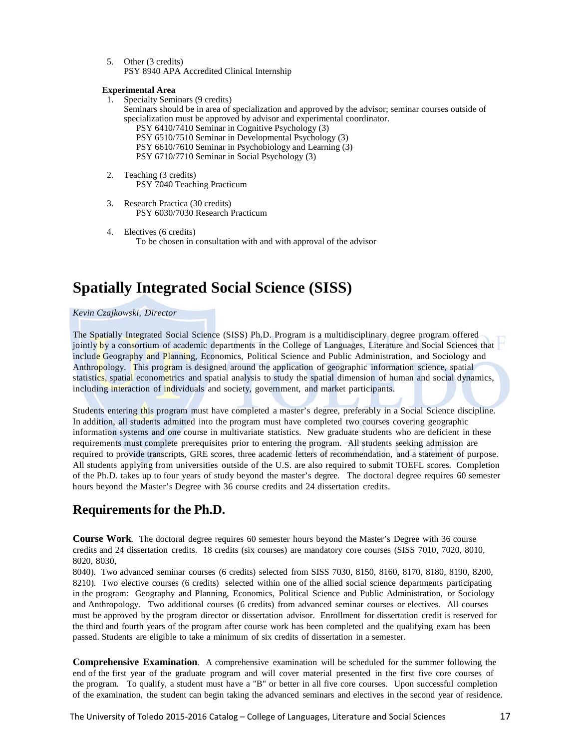5. Other (3 credits)
   PSY 8940 APA Accredited Clinical Internship

**Experimental Area**

1. Specialty Seminars (9 credits)
   Seminars should be in area of specialization and approved by the advisor; seminar courses outside of specialization must be approved by advisor and experimental coordinator.
   - PSY 6410/7410 Seminar in Cognitive Psychology (3)
   - PSY 6510/7510 Seminar in Developmental Psychology (3)
   - PSY 6610/7610 Seminar in Psychobiology and Learning (3)
   - PSY 6710/7710 Seminar in Social Psychology (3)

2. Teaching (3 credits)
   PSY 7040 Teaching Practicum

3. Research Practica (30 credits)
   PSY 6030/7030 Research Practicum

4. Electives (6 credits)
   To be chosen in consultation with and with approval of the advisor

# Spatially Integrated Social Science (SISS)

*Kevin Czajkowski, Director*

The Spatially Integrated Social Science (SISS) Ph.D. Program is a multidisciplinary degree program offered jointly by a consortium of academic departments in the College of Languages, Literature and Social Sciences that include Geography and Planning, Economics, Political Science and Public Administration, and Sociology and Anthropology. This program is designed around the application of geographic information science, spatial statistics, spatial econometrics and spatial analysis to study the spatial dimension of human and social dynamics, including interaction of individuals and society, government, and market participants.

Students entering this program must have completed a master's degree, preferably in a Social Science discipline. In addition, all students admitted into the program must have completed two courses covering geographic information systems and one course in multivariate statistics. New graduate students who are deficient in these requirements must complete prerequisites prior to entering the program. All students seeking admission are required to provide transcripts, GRE scores, three academic letters of recommendation, and a statement of purpose. All students applying from universities outside of the U.S. are also required to submit TOEFL scores. Completion of the Ph.D. takes up to four years of study beyond the master's degree. The doctoral degree requires 60 semester hours beyond the Master's Degree with 36 course credits and 24 dissertation credits.

## Requirements for the Ph.D.

**Course Work**. The doctoral degree requires 60 semester hours beyond the Master's Degree with 36 course credits and 24 dissertation credits. 18 credits (six courses) are mandatory core courses (SISS 7010, 7020, 8010, 8020, 8030, 8040). Two advanced seminar courses (6 credits) selected from SISS 7030, 8150, 8160, 8170, 8180, 8190, 8200, 8210). Two elective courses (6 credits) selected within one of the allied social science departments participating in the program: Geography and Planning, Economics, Political Science and Public Administration, or Sociology and Anthropology. Two additional courses (6 credits) from advanced seminar courses or electives. All courses must be approved by the program director or dissertation advisor. Enrollment for dissertation credit is reserved for the third and fourth years of the program after course work has been completed and the qualifying exam has been passed. Students are eligible to take a minimum of six credits of dissertation in a semester.

**Comprehensive Examination**. A comprehensive examination will be scheduled for the summer following the end of the first year of the graduate program and will cover material presented in the first five core courses of the program. To qualify, a student must have a "B" or better in all five core courses. Upon successful completion of the examination, the student can begin taking the advanced seminars and electives in the second year of residence.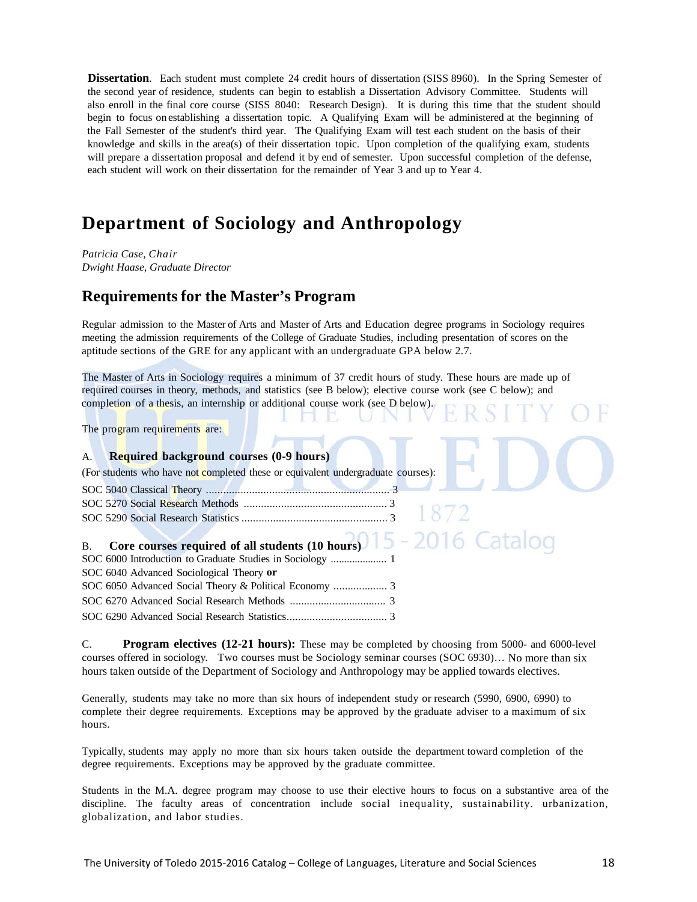**Dissertation**. Each student must complete 24 credit hours of dissertation (SISS 8960). In the Spring Semester of the second year of residence, students can begin to establish a Dissertation Advisory Committee. Students will also enroll in the final core course (SISS 8040: Research Design). It is during this time that the student should begin to focus on establishing a dissertation topic. A Qualifying Exam will be administered at the beginning of the Fall Semester of the student's third year. The Qualifying Exam will test each student on the basis of their knowledge and skills in the area(s) of their dissertation topic. Upon completion of the qualifying exam, students will prepare a dissertation proposal and defend it by end of semester. Upon successful completion of the defense, each student will work on their dissertation for the remainder of Year 3 and up to Year 4.

# Department of Sociology and Anthropology

*Patricia Case, Chair*
*Dwight Haase, Graduate Director*

## Requirements for the Master's Program

Regular admission to the Master of Arts and Master of Arts and Education degree programs in Sociology requires meeting the admission requirements of the College of Graduate Studies, including presentation of scores on the aptitude sections of the GRE for any applicant with an undergraduate GPA below 2.7.

The Master of Arts in Sociology requires a minimum of 37 credit hours of study. These hours are made up of required courses in theory, methods, and statistics (see B below); elective course work (see C below); and completion of a thesis, an internship or additional course work (see D below).

The program requirements are:

A. **Required background courses (0-9 hours)**

(For students who have not completed these or equivalent undergraduate courses):

SOC 5040 Classical Theory ................................................................ 3
SOC 5270 Social Research Methods .................................................. 3
SOC 5290 Social Research Statistics ................................................... 3

B. **Core courses required of all students (10 hours)**

SOC 6000 Introduction to Graduate Studies in Sociology .................... 1
SOC 6040 Advanced Sociological Theory **or**
SOC 6050 Advanced Social Theory & Political Economy ................... 3
SOC 6270 Advanced Social Research Methods .................................. 3
SOC 6290 Advanced Social Research Statistics................................... 3

C. **Program electives (12-21 hours):** These may be completed by choosing from 5000- and 6000-level courses offered in sociology. Two courses must be Sociology seminar courses (SOC 6930)… No more than six hours taken outside of the Department of Sociology and Anthropology may be applied towards electives.

Generally, students may take no more than six hours of independent study or research (5990, 6900, 6990) to complete their degree requirements. Exceptions may be approved by the graduate adviser to a maximum of six hours.

Typically, students may apply no more than six hours taken outside the department toward completion of the degree requirements. Exceptions may be approved by the graduate committee.

Students in the M.A. degree program may choose to use their elective hours to focus on a substantive area of the discipline. The faculty areas of concentration include social inequality, sustainability. urbanization, globalization, and labor studies.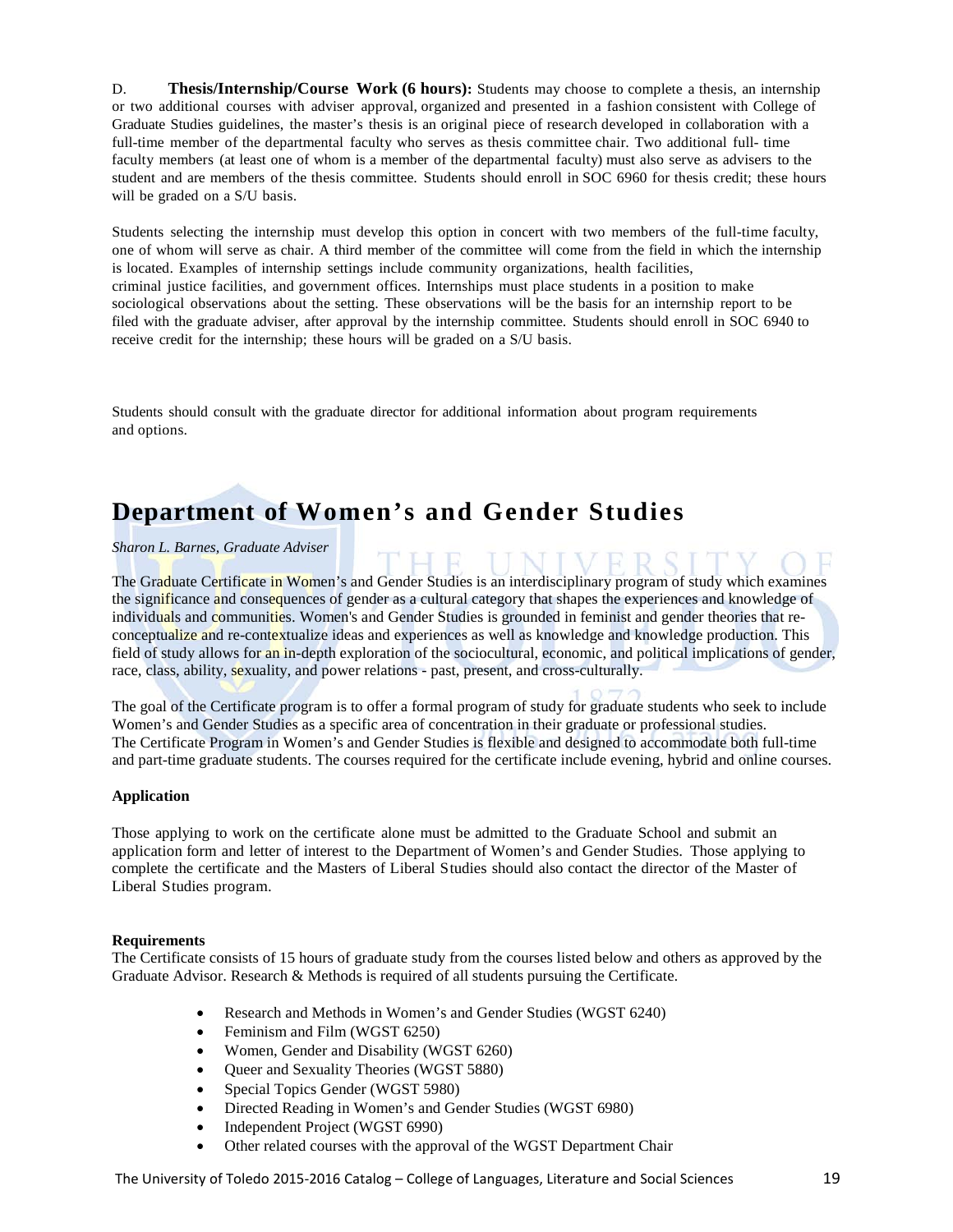D. **Thesis/Internship/Course Work (6 hours):** Students may choose to complete a thesis, an internship or two additional courses with adviser approval, organized and presented in a fashion consistent with College of Graduate Studies guidelines, the master's thesis is an original piece of research developed in collaboration with a full-time member of the departmental faculty who serves as thesis committee chair. Two additional full- time faculty members (at least one of whom is a member of the departmental faculty) must also serve as advisers to the student and are members of the thesis committee. Students should enroll in SOC 6960 for thesis credit; these hours will be graded on a S/U basis.

Students selecting the internship must develop this option in concert with two members of the full-time faculty, one of whom will serve as chair. A third member of the committee will come from the field in which the internship is located. Examples of internship settings include community organizations, health facilities, criminal justice facilities, and government offices. Internships must place students in a position to make sociological observations about the setting. These observations will be the basis for an internship report to be filed with the graduate adviser, after approval by the internship committee. Students should enroll in SOC 6940 to receive credit for the internship; these hours will be graded on a S/U basis.

Students should consult with the graduate director for additional information about program requirements and options.

# Department of Women's and Gender Studies

*Sharon L. Barnes, Graduate Adviser*

The Graduate Certificate in Women's and Gender Studies is an interdisciplinary program of study which examines the significance and consequences of gender as a cultural category that shapes the experiences and knowledge of individuals and communities. Women's and Gender Studies is grounded in feminist and gender theories that re-conceptualize and re-contextualize ideas and experiences as well as knowledge and knowledge production. This field of study allows for an in-depth exploration of the sociocultural, economic, and political implications of gender, race, class, ability, sexuality, and power relations - past, present, and cross-culturally.

The goal of the Certificate program is to offer a formal program of study for graduate students who seek to include Women's and Gender Studies as a specific area of concentration in their graduate or professional studies. The Certificate Program in Women's and Gender Studies is flexible and designed to accommodate both full-time and part-time graduate students. The courses required for the certificate include evening, hybrid and online courses.

**Application**

Those applying to work on the certificate alone must be admitted to the Graduate School and submit an application form and letter of interest to the Department of Women's and Gender Studies. Those applying to complete the certificate and the Masters of Liberal Studies should also contact the director of the Master of Liberal Studies program.

**Requirements**

The Certificate consists of 15 hours of graduate study from the courses listed below and others as approved by the Graduate Advisor. Research & Methods is required of all students pursuing the Certificate.

- Research and Methods in Women's and Gender Studies (WGST 6240)
- Feminism and Film (WGST 6250)
- Women, Gender and Disability (WGST 6260)
- Queer and Sexuality Theories (WGST 5880)
- Special Topics Gender (WGST 5980)
- Directed Reading in Women's and Gender Studies (WGST 6980)
- Independent Project (WGST 6990)
- Other related courses with the approval of the WGST Department Chair